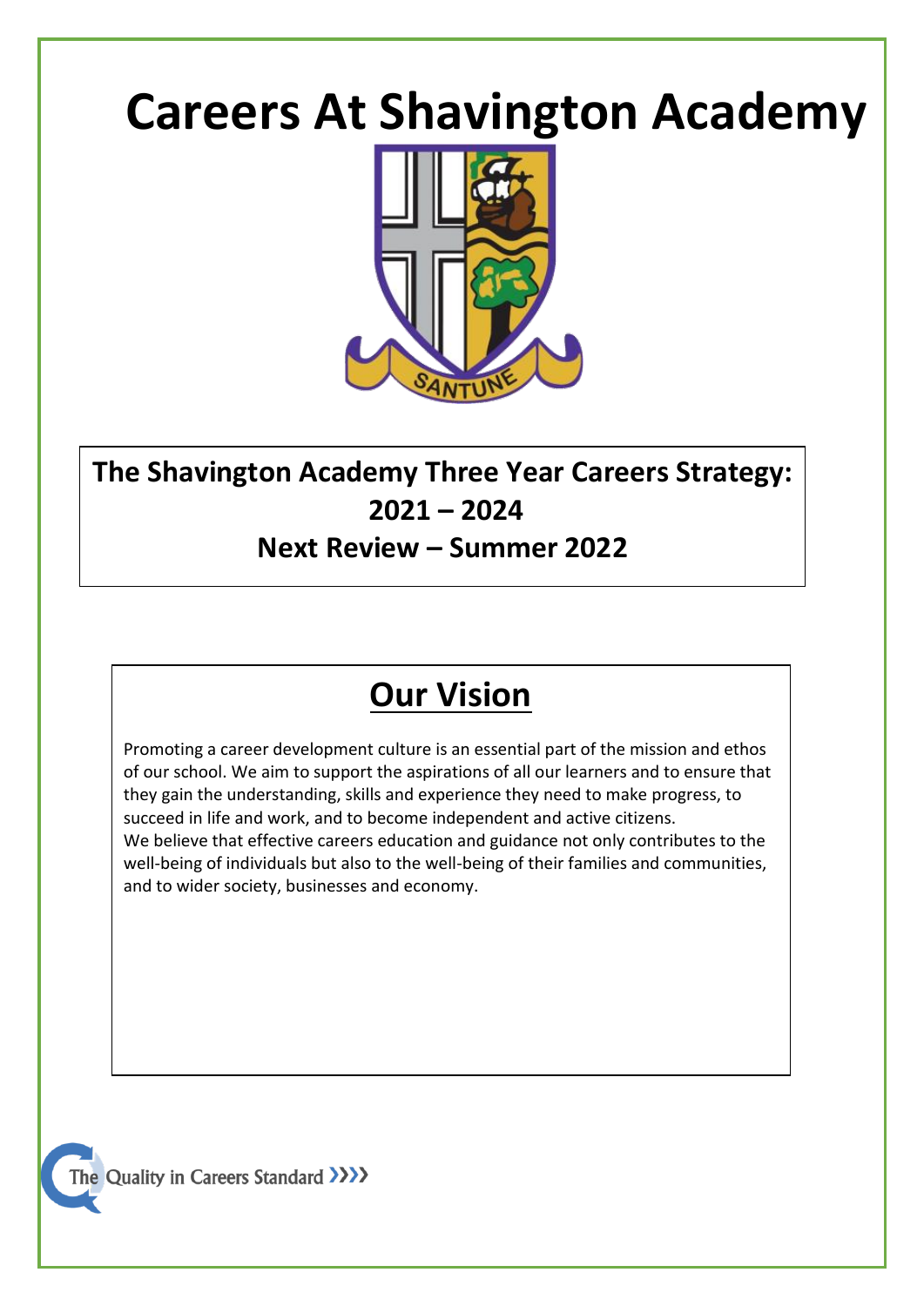# Careers At Shavington Academy

SANTUNE

**The Shavington Academy Three Year Careers Strategy: 2021 – 2024**

**Next Review – Summer 2022**

## Our Vision

Promoting a career development culture is an essential part of the mission and ethos of our school. We aim to support the aspirations of all our learners and to ensure that they gain the understanding, skills and experience they need to make progress, to succeed in life and work, and to become independent and active citizens.
We believe that effective careers education and guidance not only contributes to the well-being of individuals but also to the well-being of their families and communities, and to wider society, businesses and economy.

The Quality in Careers Standard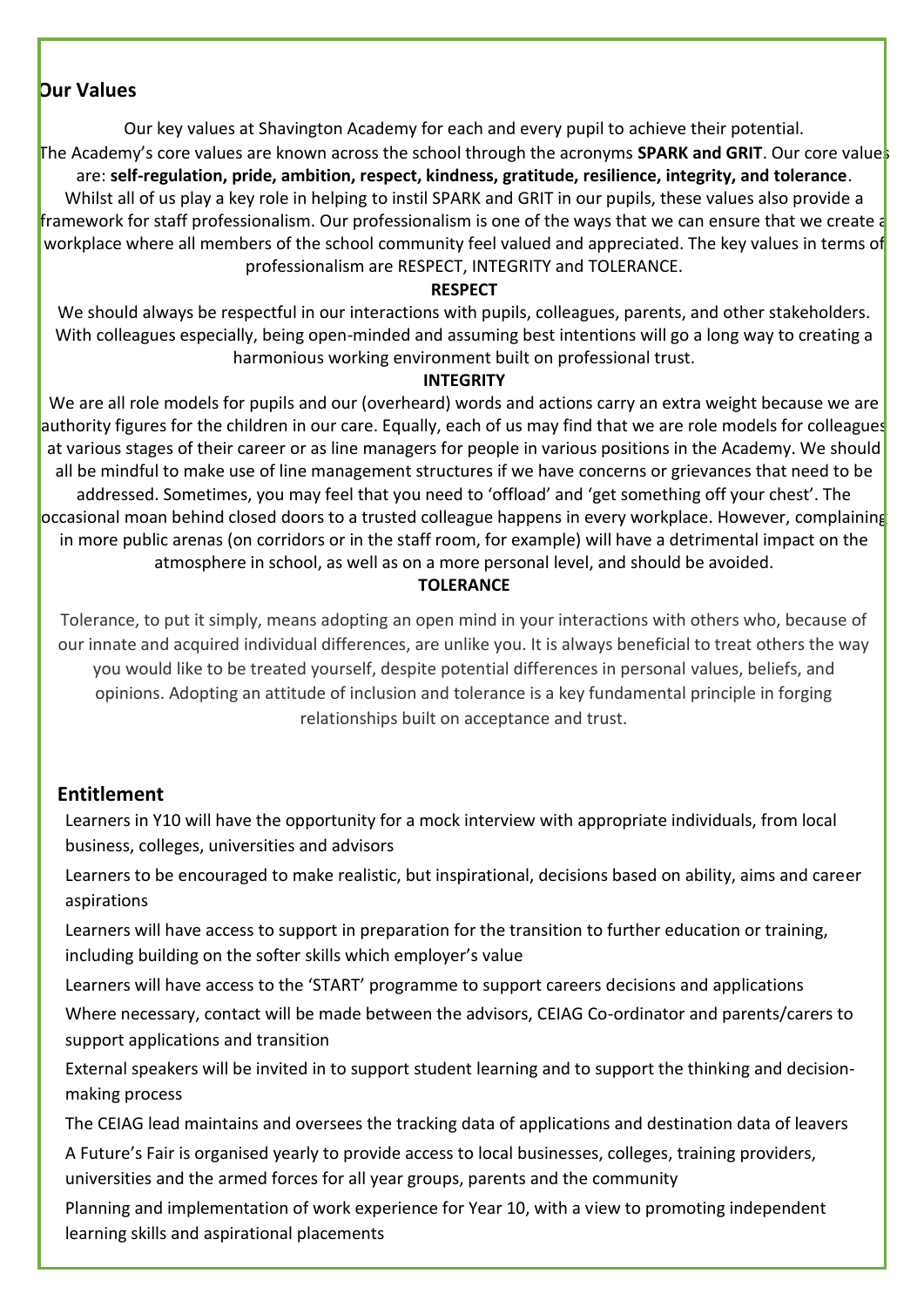## Our Values

Our key values at Shavington Academy for each and every pupil to achieve their potential.

The Academy's core values are known across the school through the acronyms **SPARK and GRIT**. Our core values are: **self-regulation, pride, ambition, respect, kindness, gratitude, resilience, integrity, and tolerance**. Whilst all of us play a key role in helping to instil SPARK and GRIT in our pupils, these values also provide a framework for staff professionalism. Our professionalism is one of the ways that we can ensure that we create a workplace where all members of the school community feel valued and appreciated. The key values in terms of professionalism are RESPECT, INTEGRITY and TOLERANCE.

**RESPECT**

We should always be respectful in our interactions with pupils, colleagues, parents, and other stakeholders. With colleagues especially, being open-minded and assuming best intentions will go a long way to creating a harmonious working environment built on professional trust.

**INTEGRITY**

We are all role models for pupils and our (overheard) words and actions carry an extra weight because we are authority figures for the children in our care. Equally, each of us may find that we are role models for colleagues at various stages of their career or as line managers for people in various positions in the Academy. We should all be mindful to make use of line management structures if we have concerns or grievances that need to be addressed. Sometimes, you may feel that you need to 'offload' and 'get something off your chest'. The occasional moan behind closed doors to a trusted colleague happens in every workplace. However, complaining in more public arenas (on corridors or in the staff room, for example) will have a detrimental impact on the atmosphere in school, as well as on a more personal level, and should be avoided.

**TOLERANCE**

Tolerance, to put it simply, means adopting an open mind in your interactions with others who, because of our innate and acquired individual differences, are unlike you. It is always beneficial to treat others the way you would like to be treated yourself, despite potential differences in personal values, beliefs, and opinions. Adopting an attitude of inclusion and tolerance is a key fundamental principle in forging relationships built on acceptance and trust.

## Entitlement

- Learners in Y10 will have the opportunity for a mock interview with appropriate individuals, from local business, colleges, universities and advisors
- Learners to be encouraged to make realistic, but inspirational, decisions based on ability, aims and career aspirations
- Learners will have access to support in preparation for the transition to further education or training, including building on the softer skills which employer's value
- Learners will have access to the 'START' programme to support careers decisions and applications
- Where necessary, contact will be made between the advisors, CEIAG Co-ordinator and parents/carers to support applications and transition
- External speakers will be invited in to support student learning and to support the thinking and decision-making process
- The CEIAG lead maintains and oversees the tracking data of applications and destination data of leavers
- A Future's Fair is organised yearly to provide access to local businesses, colleges, training providers, universities and the armed forces for all year groups, parents and the community
- Planning and implementation of work experience for Year 10, with a view to promoting independent learning skills and aspirational placements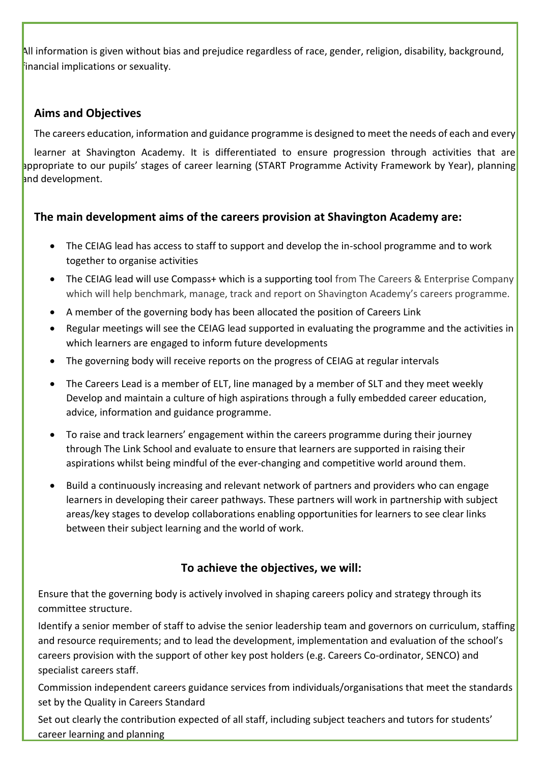All information is given without bias and prejudice regardless of race, gender, religion, disability, background, financial implications or sexuality.

## Aims and Objectives

The careers education, information and guidance programme is designed to meet the needs of each and every learner at Shavington Academy. It is differentiated to ensure progression through activities that are appropriate to our pupils' stages of career learning (START Programme Activity Framework by Year), planning and development.

### The main development aims of the careers provision at Shavington Academy are:

- The CEIAG lead has access to staff to support and develop the in-school programme and to work together to organise activities
- The CEIAG lead will use Compass+ which is a supporting tool from The Careers & Enterprise Company which will help benchmark, manage, track and report on Shavington Academy's careers programme.
- A member of the governing body has been allocated the position of Careers Link
- Regular meetings will see the CEIAG lead supported in evaluating the programme and the activities in which learners are engaged to inform future developments
- The governing body will receive reports on the progress of CEIAG at regular intervals
- The Careers Lead is a member of ELT, line managed by a member of SLT and they meet weekly Develop and maintain a culture of high aspirations through a fully embedded career education, advice, information and guidance programme.
- To raise and track learners' engagement within the careers programme during their journey through The Link School and evaluate to ensure that learners are supported in raising their aspirations whilst being mindful of the ever-changing and competitive world around them.
- Build a continuously increasing and relevant network of partners and providers who can engage learners in developing their career pathways. These partners will work in partnership with subject areas/key stages to develop collaborations enabling opportunities for learners to see clear links between their subject learning and the world of work.

### To achieve the objectives, we will:

Ensure that the governing body is actively involved in shaping careers policy and strategy through its committee structure.

Identify a senior member of staff to advise the senior leadership team and governors on curriculum, staffing and resource requirements; and to lead the development, implementation and evaluation of the school's careers provision with the support of other key post holders (e.g. Careers Co-ordinator, SENCO) and specialist careers staff.

Commission independent careers guidance services from individuals/organisations that meet the standards set by the Quality in Careers Standard

Set out clearly the contribution expected of all staff, including subject teachers and tutors for students' career learning and planning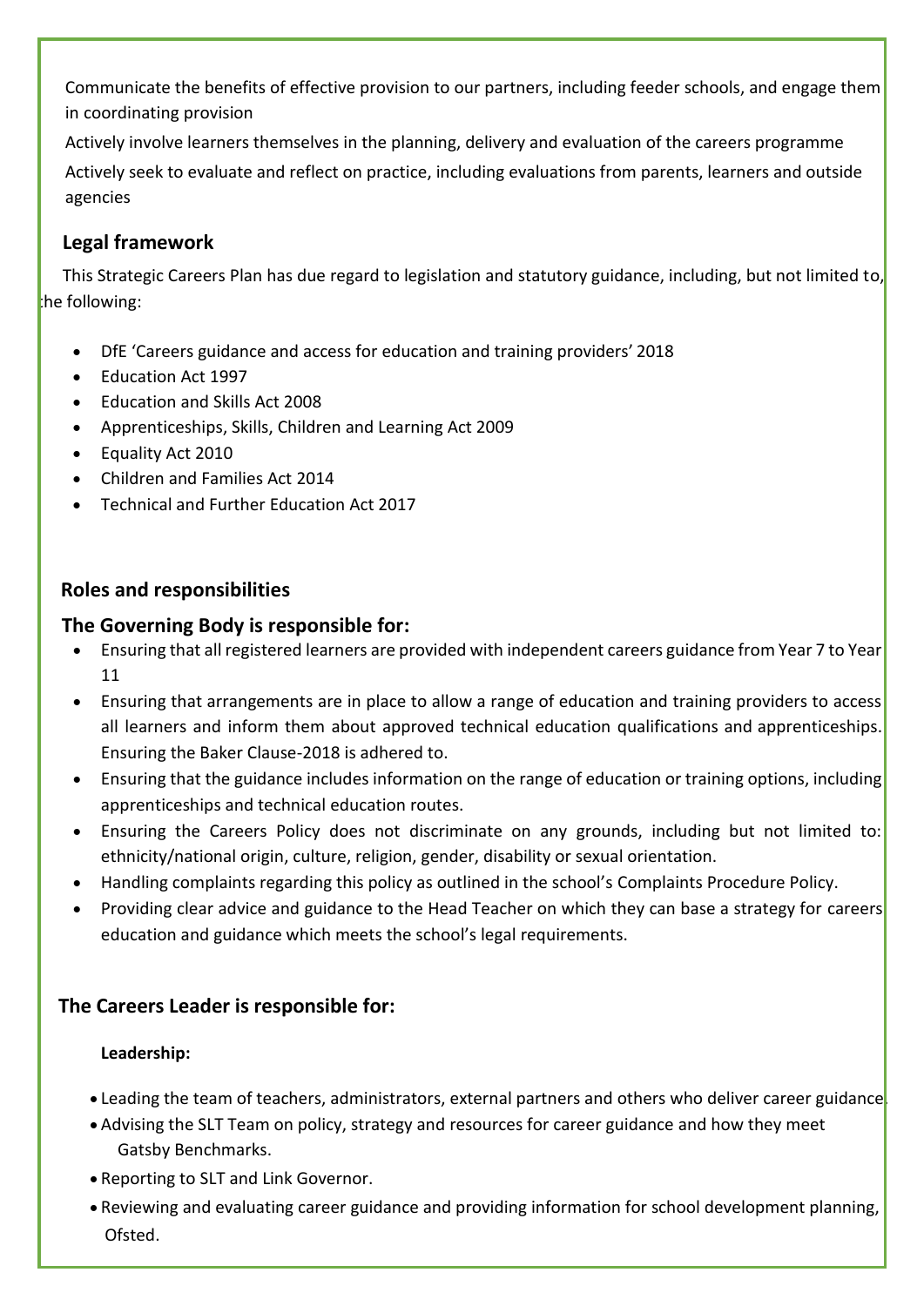Communicate the benefits of effective provision to our partners, including feeder schools, and engage them in coordinating provision

Actively involve learners themselves in the planning, delivery and evaluation of the careers programme

Actively seek to evaluate and reflect on practice, including evaluations from parents, learners and outside agencies

## Legal framework

This Strategic Careers Plan has due regard to legislation and statutory guidance, including, but not limited to, the following:

- DfE 'Careers guidance and access for education and training providers' 2018
- Education Act 1997
- Education and Skills Act 2008
- Apprenticeships, Skills, Children and Learning Act 2009
- Equality Act 2010
- Children and Families Act 2014
- Technical and Further Education Act 2017

## Roles and responsibilities

### The Governing Body is responsible for:

- Ensuring that all registered learners are provided with independent careers guidance from Year 7 to Year 11
- Ensuring that arrangements are in place to allow a range of education and training providers to access all learners and inform them about approved technical education qualifications and apprenticeships. Ensuring the Baker Clause-2018 is adhered to.
- Ensuring that the guidance includes information on the range of education or training options, including apprenticeships and technical education routes.
- Ensuring the Careers Policy does not discriminate on any grounds, including but not limited to: ethnicity/national origin, culture, religion, gender, disability or sexual orientation.
- Handling complaints regarding this policy as outlined in the school's Complaints Procedure Policy.
- Providing clear advice and guidance to the Head Teacher on which they can base a strategy for careers education and guidance which meets the school's legal requirements.

### The Careers Leader is responsible for:

**Leadership:**

- Leading the team of teachers, administrators, external partners and others who deliver career guidance.
- Advising the SLT Team on policy, strategy and resources for career guidance and how they meet Gatsby Benchmarks.
- Reporting to SLT and Link Governor.
- Reviewing and evaluating career guidance and providing information for school development planning, Ofsted.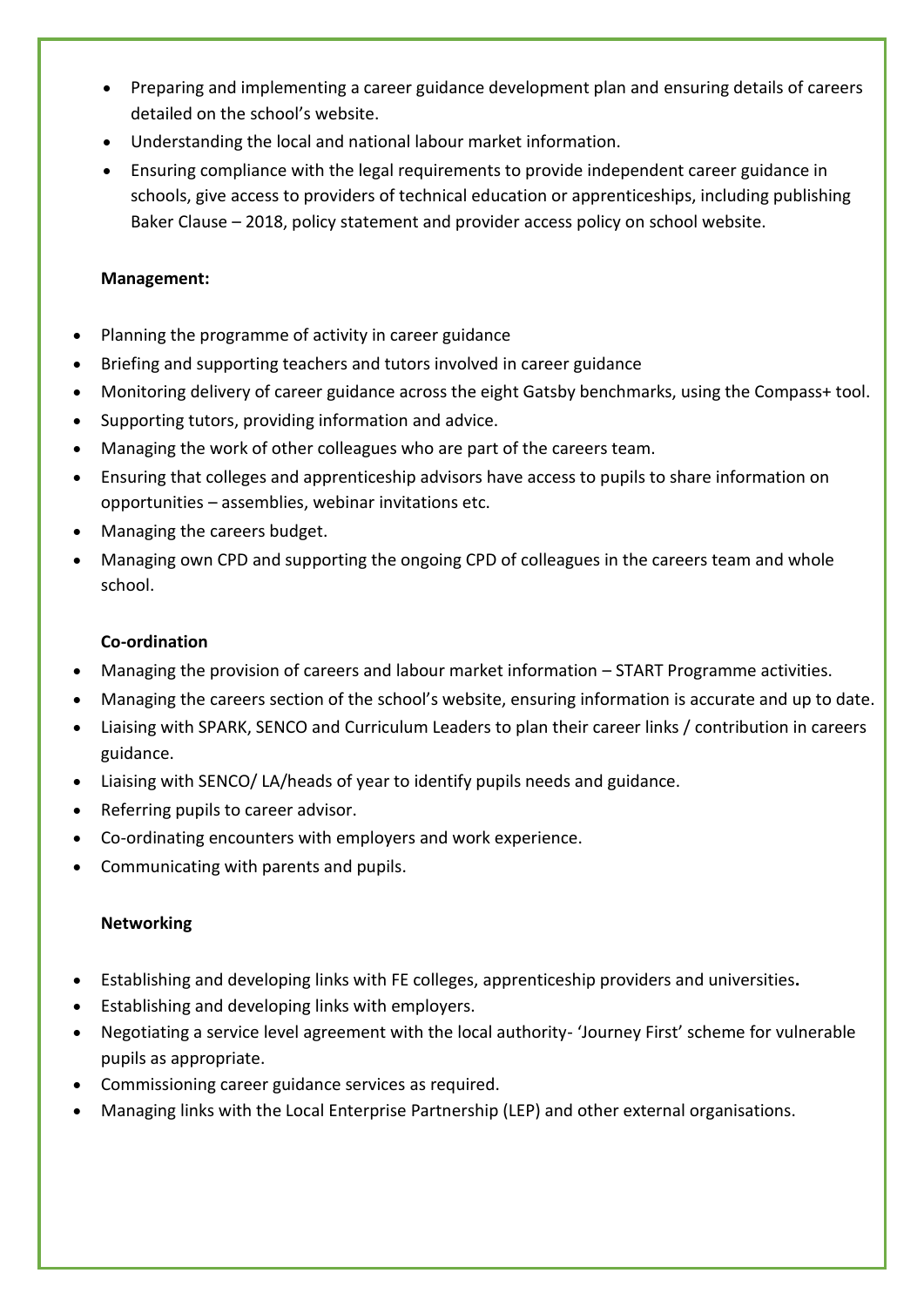- Preparing and implementing a career guidance development plan and ensuring details of careers detailed on the school's website.
- Understanding the local and national labour market information.
- Ensuring compliance with the legal requirements to provide independent career guidance in schools, give access to providers of technical education or apprenticeships, including publishing Baker Clause – 2018, policy statement and provider access policy on school website.

**Management:**

- Planning the programme of activity in career guidance
- Briefing and supporting teachers and tutors involved in career guidance
- Monitoring delivery of career guidance across the eight Gatsby benchmarks, using the Compass+ tool.
- Supporting tutors, providing information and advice.
- Managing the work of other colleagues who are part of the careers team.
- Ensuring that colleges and apprenticeship advisors have access to pupils to share information on opportunities – assemblies, webinar invitations etc.
- Managing the careers budget.
- Managing own CPD and supporting the ongoing CPD of colleagues in the careers team and whole school.

**Co-ordination**

- Managing the provision of careers and labour market information – START Programme activities.
- Managing the careers section of the school's website, ensuring information is accurate and up to date.
- Liaising with SPARK, SENCO and Curriculum Leaders to plan their career links / contribution in careers guidance.
- Liaising with SENCO/ LA/heads of year to identify pupils needs and guidance.
- Referring pupils to career advisor.
- Co-ordinating encounters with employers and work experience.
- Communicating with parents and pupils.

**Networking**

- Establishing and developing links with FE colleges, apprenticeship providers and universities**.**
- Establishing and developing links with employers.
- Negotiating a service level agreement with the local authority- 'Journey First' scheme for vulnerable pupils as appropriate.
- Commissioning career guidance services as required.
- Managing links with the Local Enterprise Partnership (LEP) and other external organisations.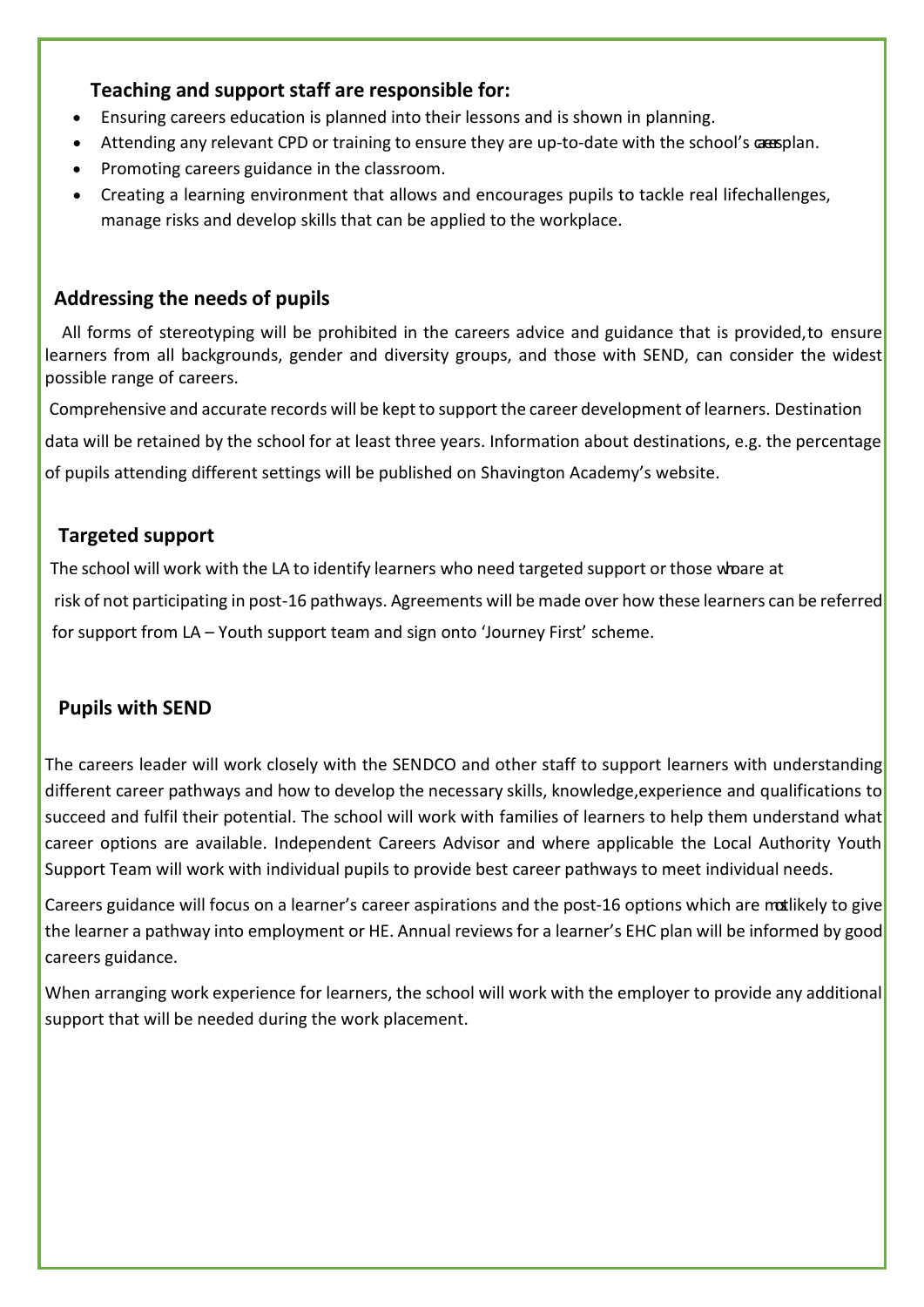**Teaching and support staff are responsible for:**

- Ensuring careers education is planned into their lessons and is shown in planning.
- Attending any relevant CPD or training to ensure they are up-to-date with the school's careers plan.
- Promoting careers guidance in the classroom.
- Creating a learning environment that allows and encourages pupils to tackle real life challenges, manage risks and develop skills that can be applied to the workplace.

## Addressing the needs of pupils

All forms of stereotyping will be prohibited in the careers advice and guidance that is provided, to ensure learners from all backgrounds, gender and diversity groups, and those with SEND, can consider the widest possible range of careers.

Comprehensive and accurate records will be kept to support the career development of learners. Destination data will be retained by the school for at least three years. Information about destinations, e.g. the percentage of pupils attending different settings will be published on Shavington Academy's website.

## Targeted support

The school will work with the LA to identify learners who need targeted support or those who are at risk of not participating in post-16 pathways. Agreements will be made over how these learners can be referred for support from LA – Youth support team and sign onto 'Journey First' scheme.

## Pupils with SEND

The careers leader will work closely with the SENDCO and other staff to support learners with understanding different career pathways and how to develop the necessary skills, knowledge, experience and qualifications to succeed and fulfil their potential. The school will work with families of learners to help them understand what career options are available. Independent Careers Advisor and where applicable the Local Authority Youth Support Team will work with individual pupils to provide best career pathways to meet individual needs.

Careers guidance will focus on a learner's career aspirations and the post-16 options which are most likely to give the learner a pathway into employment or HE. Annual reviews for a learner's EHC plan will be informed by good careers guidance.

When arranging work experience for learners, the school will work with the employer to provide any additional support that will be needed during the work placement.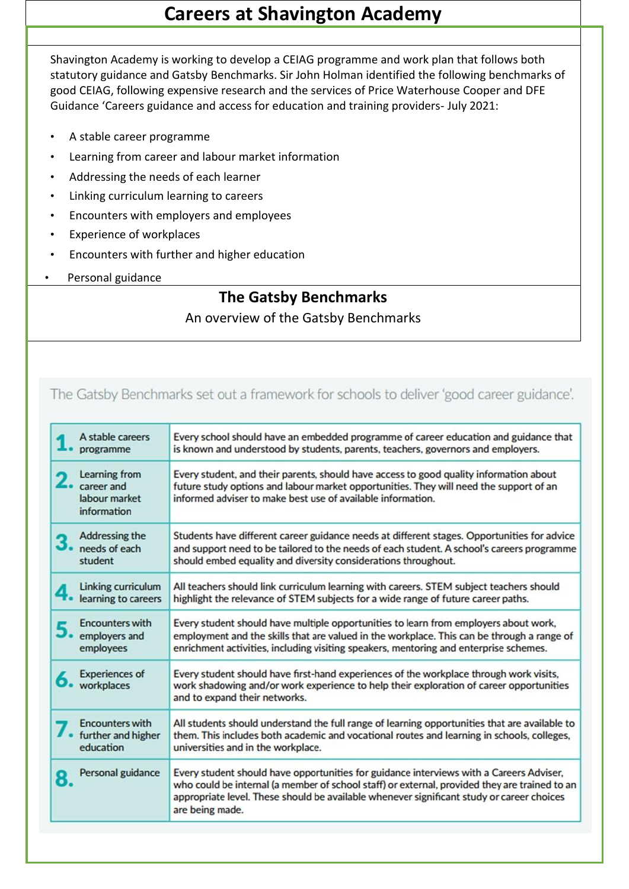# Careers at Shavington Academy

Shavington Academy is working to develop a CEIAG programme and work plan that follows both statutory guidance and Gatsby Benchmarks. Sir John Holman identified the following benchmarks of good CEIAG, following expensive research and the services of Price Waterhouse Cooper and DFE Guidance 'Careers guidance and access for education and training providers- July 2021:

- A stable career programme
- Learning from career and labour market information
- Addressing the needs of each learner
- Linking curriculum learning to careers
- Encounters with employers and employees
- Experience of workplaces
- Encounters with further and higher education
- Personal guidance

## The Gatsby Benchmarks

An overview of the Gatsby Benchmarks

The Gatsby Benchmarks set out a framework for schools to deliver 'good career guidance'.

| Benchmark | Description |
|---|---|
| 1. A stable careers programme | Every school should have an embedded programme of career education and guidance that is known and understood by students, parents, teachers, governors and employers. |
| 2. Learning from career and labour market information | Every student, and their parents, should have access to good quality information about future study options and labour market opportunities. They will need the support of an informed adviser to make best use of available information. |
| 3. Addressing the needs of each student | Students have different career guidance needs at different stages. Opportunities for advice and support need to be tailored to the needs of each student. A school's careers programme should embed equality and diversity considerations throughout. |
| 4. Linking curriculum learning to careers | All teachers should link curriculum learning with careers. STEM subject teachers should highlight the relevance of STEM subjects for a wide range of future career paths. |
| 5. Encounters with employers and employees | Every student should have multiple opportunities to learn from employers about work, employment and the skills that are valued in the workplace. This can be through a range of enrichment activities, including visiting speakers, mentoring and enterprise schemes. |
| 6. Experiences of workplaces | Every student should have first-hand experiences of the workplace through work visits, work shadowing and/or work experience to help their exploration of career opportunities and to expand their networks. |
| 7. Encounters with further and higher education | All students should understand the full range of learning opportunities that are available to them. This includes both academic and vocational routes and learning in schools, colleges, universities and in the workplace. |
| 8. Personal guidance | Every student should have opportunities for guidance interviews with a Careers Adviser, who could be internal (a member of school staff) or external, provided they are trained to an appropriate level. These should be available whenever significant study or career choices are being made. |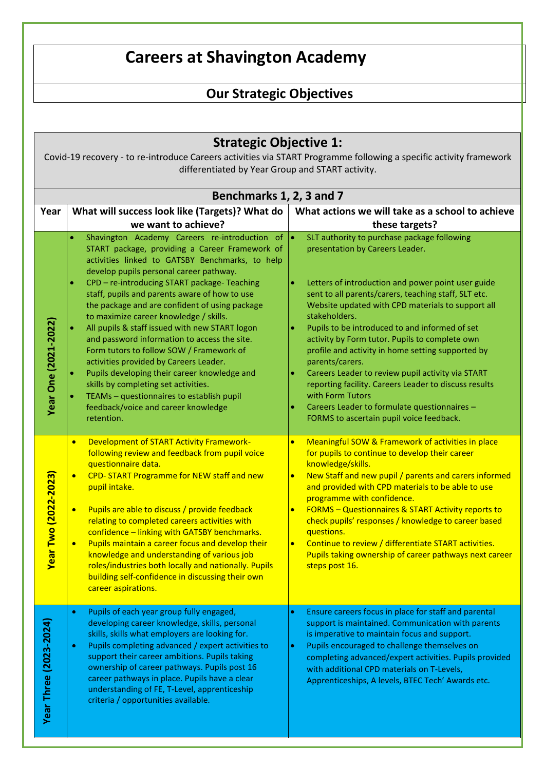# Careers at Shavington Academy

## Our Strategic Objectives

### Strategic Objective 1:

Covid-19 recovery - to re-introduce Careers activities via START Programme following a specific activity framework differentiated by Year Group and START activity.

**Benchmarks 1, 2, 3 and 7**

| Year | What will success look like (Targets)? What do we want to achieve? | What actions we will take as a school to achieve these targets? |
|---|---|---|
| Year One (2021-2022) | • Shavington Academy Careers re-introduction of START package, providing a Career Framework of activities linked to GATSBY Benchmarks, to help develop pupils personal career pathway.<br>• CPD – re-introducing START package- Teaching staff, pupils and parents aware of how to use the package and are confident of using package to maximize career knowledge / skills.<br>• All pupils & staff issued with new START logon and password information to access the site. Form tutors to follow SOW / Framework of activities provided by Careers Leader.<br>• Pupils developing their career knowledge and skills by completing set activities.<br>• TEAMs – questionnaires to establish pupil feedback/voice and career knowledge retention. | • SLT authority to purchase package following presentation by Careers Leader.<br>• Letters of introduction and power point user guide sent to all parents/carers, teaching staff, SLT etc. Website updated with CPD materials to support all stakeholders.<br>• Pupils to be introduced to and informed of set activity by Form tutor. Pupils to complete own profile and activity in home setting supported by parents/carers.<br>• Careers Leader to review pupil activity via START reporting facility. Careers Leader to discuss results with Form Tutors<br>• Careers Leader to formulate questionnaires – FORMS to ascertain pupil voice feedback. |
| Year Two (2022-2023) | • Development of START Activity Framework- following review and feedback from pupil voice questionnaire data.<br>• CPD- START Programme for NEW staff and new pupil intake.<br>• Pupils are able to discuss / provide feedback relating to completed careers activities with confidence – linking with GATSBY benchmarks.<br>• Pupils maintain a career focus and develop their knowledge and understanding of various job roles/industries both locally and nationally. Pupils building self-confidence in discussing their own career aspirations. | • Meaningful SOW & Framework of activities in place for pupils to continue to develop their career knowledge/skills.<br>• New Staff and new pupil / parents and carers informed and provided with CPD materials to be able to use programme with confidence.<br>• FORMS – Questionnaires & START Activity reports to check pupils' responses / knowledge to career based questions.<br>• Continue to review / differentiate START activities. Pupils taking ownership of career pathways next career steps post 16. |
| Year Three (2023-2024) | • Pupils of each year group fully engaged, developing career knowledge, skills, personal skills, skills what employers are looking for.<br>• Pupils completing advanced / expert activities to support their career ambitions. Pupils taking ownership of career pathways. Pupils post 16 career pathways in place. Pupils have a clear understanding of FE, T-Level, apprenticeship criteria / opportunities available. | • Ensure careers focus in place for staff and parental support is maintained. Communication with parents is imperative to maintain focus and support.<br>• Pupils encouraged to challenge themselves on completing advanced/expert activities. Pupils provided with additional CPD materials on T-Levels, Apprenticeships, A levels, BTEC Tech' Awards etc. |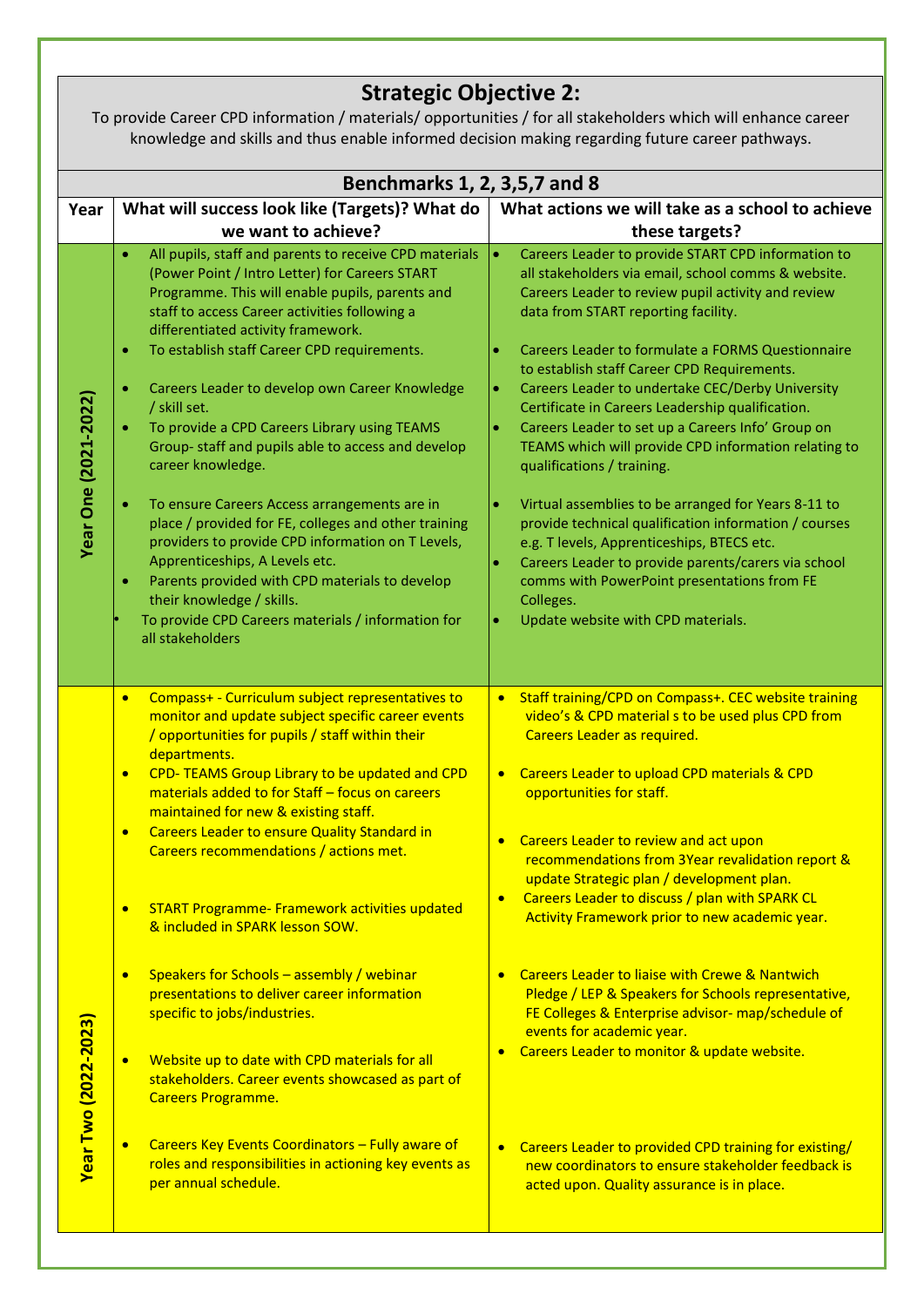# Strategic Objective 2:

To provide Career CPD information / materials/ opportunities / for all stakeholders which will enhance career knowledge and skills and thus enable informed decision making regarding future career pathways.

**Benchmarks 1, 2, 3,5,7 and 8**

| Year | What will success look like (Targets)? What do we want to achieve? | What actions we will take as a school to achieve these targets? |
|---|---|---|
| **Year One (2021-2022)** | • All pupils, staff and parents to receive CPD materials (Power Point / Intro Letter) for Careers START Programme. This will enable pupils, parents and staff to access Career activities following a differentiated activity framework.<br>• To establish staff Career CPD requirements.<br>• Careers Leader to develop own Career Knowledge / skill set.<br>• To provide a CPD Careers Library using TEAMS Group- staff and pupils able to access and develop career knowledge.<br>• To ensure Careers Access arrangements are in place / provided for FE, colleges and other training providers to provide CPD information on T Levels, Apprenticeships, A Levels etc.<br>• Parents provided with CPD materials to develop their knowledge / skills.<br>• To provide CPD Careers materials / information for all stakeholders | • Careers Leader to provide START CPD information to all stakeholders via email, school comms & website. Careers Leader to review pupil activity and review data from START reporting facility.<br>• Careers Leader to formulate a FORMS Questionnaire to establish staff Career CPD Requirements.<br>• Careers Leader to undertake CEC/Derby University Certificate in Careers Leadership qualification.<br>• Careers Leader to set up a Careers Info' Group on TEAMS which will provide CPD information relating to qualifications / training.<br>• Virtual assemblies to be arranged for Years 8-11 to provide technical qualification information / courses e.g. T levels, Apprenticeships, BTECS etc.<br>• Careers Leader to provide parents/carers via school comms with PowerPoint presentations from FE Colleges.<br>• Update website with CPD materials. |
| **Year Two (2022-2023)** | • Compass+ - Curriculum subject representatives to monitor and update subject specific career events / opportunities for pupils / staff within their departments.<br>• CPD- TEAMS Group Library to be updated and CPD materials added to for Staff – focus on careers maintained for new & existing staff.<br>• Careers Leader to ensure Quality Standard in Careers recommendations / actions met.<br>• START Programme- Framework activities updated & included in SPARK lesson SOW.<br>• Speakers for Schools – assembly / webinar presentations to deliver career information specific to jobs/industries.<br>• Website up to date with CPD materials for all stakeholders. Career events showcased as part of Careers Programme.<br>• Careers Key Events Coordinators – Fully aware of roles and responsibilities in actioning key events as per annual schedule. | • Staff training/CPD on Compass+. CEC website training video's & CPD material s to be used plus CPD from Careers Leader as required.<br>• Careers Leader to upload CPD materials & CPD opportunities for staff.<br>• Careers Leader to review and act upon recommendations from 3Year revalidation report & update Strategic plan / development plan.<br>• Careers Leader to discuss / plan with SPARK CL Activity Framework prior to new academic year.<br>• Careers Leader to liaise with Crewe & Nantwich Pledge / LEP & Speakers for Schools representative, FE Colleges & Enterprise advisor- map/schedule of events for academic year.<br>• Careers Leader to monitor & update website.<br>• Careers Leader to provided CPD training for existing/ new coordinators to ensure stakeholder feedback is acted upon. Quality assurance is in place. |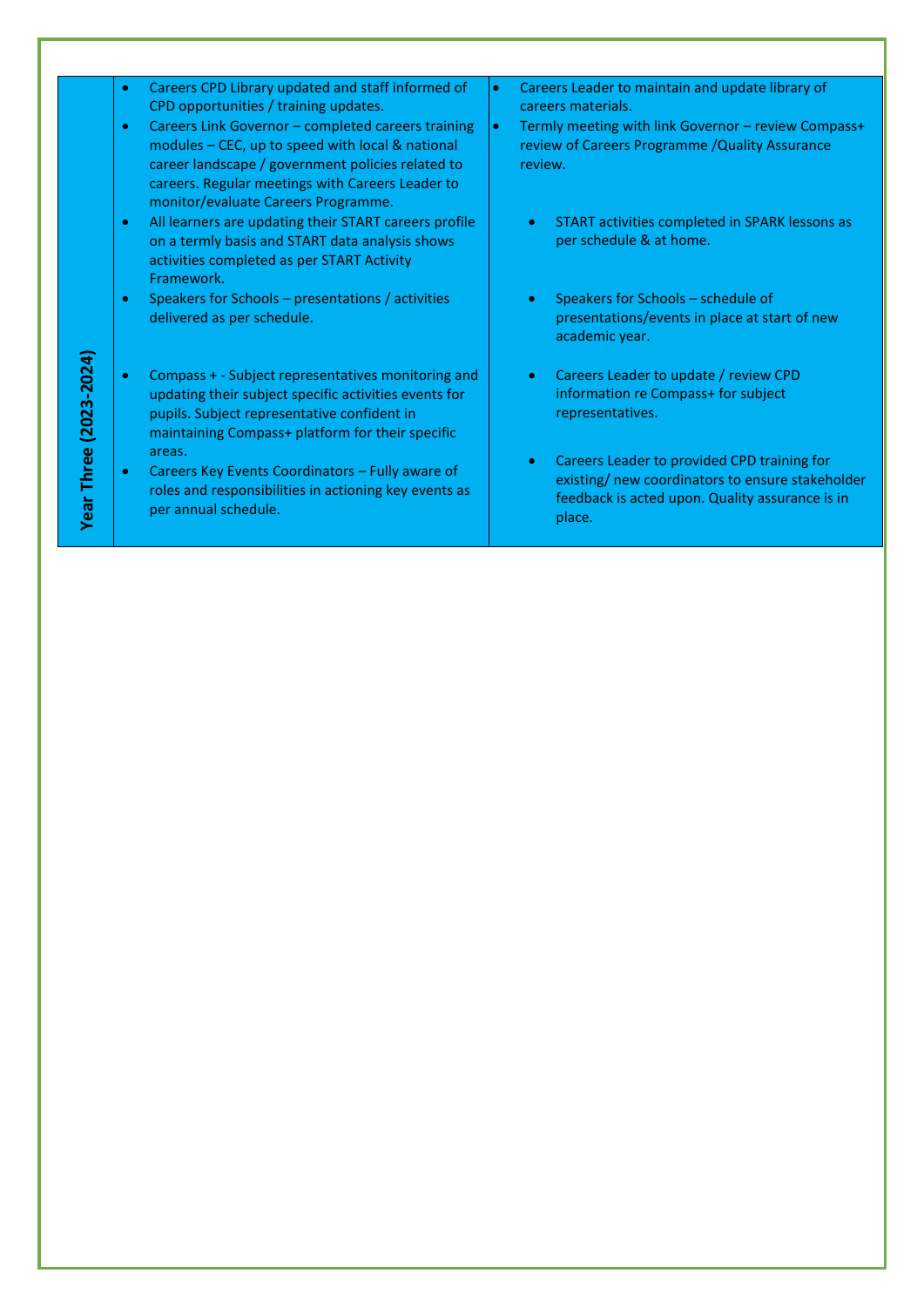| Year Three (2023-2024) | | |
|---|---|---|
| Year Three (2023-2024) | • Careers CPD Library updated and staff informed of CPD opportunities / training updates.<br>• Careers Link Governor – completed careers training modules – CEC, up to speed with local & national career landscape / government policies related to careers. Regular meetings with Careers Leader to monitor/evaluate Careers Programme.<br>• All learners are updating their START careers profile on a termly basis and START data analysis shows activities completed as per START Activity Framework.<br>• Speakers for Schools – presentations / activities delivered as per schedule.<br>• Compass + - Subject representatives monitoring and updating their subject specific activities events for pupils. Subject representative confident in maintaining Compass+ platform for their specific areas.<br>• Careers Key Events Coordinators – Fully aware of roles and responsibilities in actioning key events as per annual schedule. | • Careers Leader to maintain and update library of careers materials.<br>• Termly meeting with link Governor – review Compass+ review of Careers Programme /Quality Assurance review.<br>• START activities completed in SPARK lessons as per schedule & at home.<br>• Speakers for Schools – schedule of presentations/events in place at start of new academic year.<br>• Careers Leader to update / review CPD information re Compass+ for subject representatives.<br>• Careers Leader to provided CPD training for existing/ new coordinators to ensure stakeholder feedback is acted upon. Quality assurance is in place. |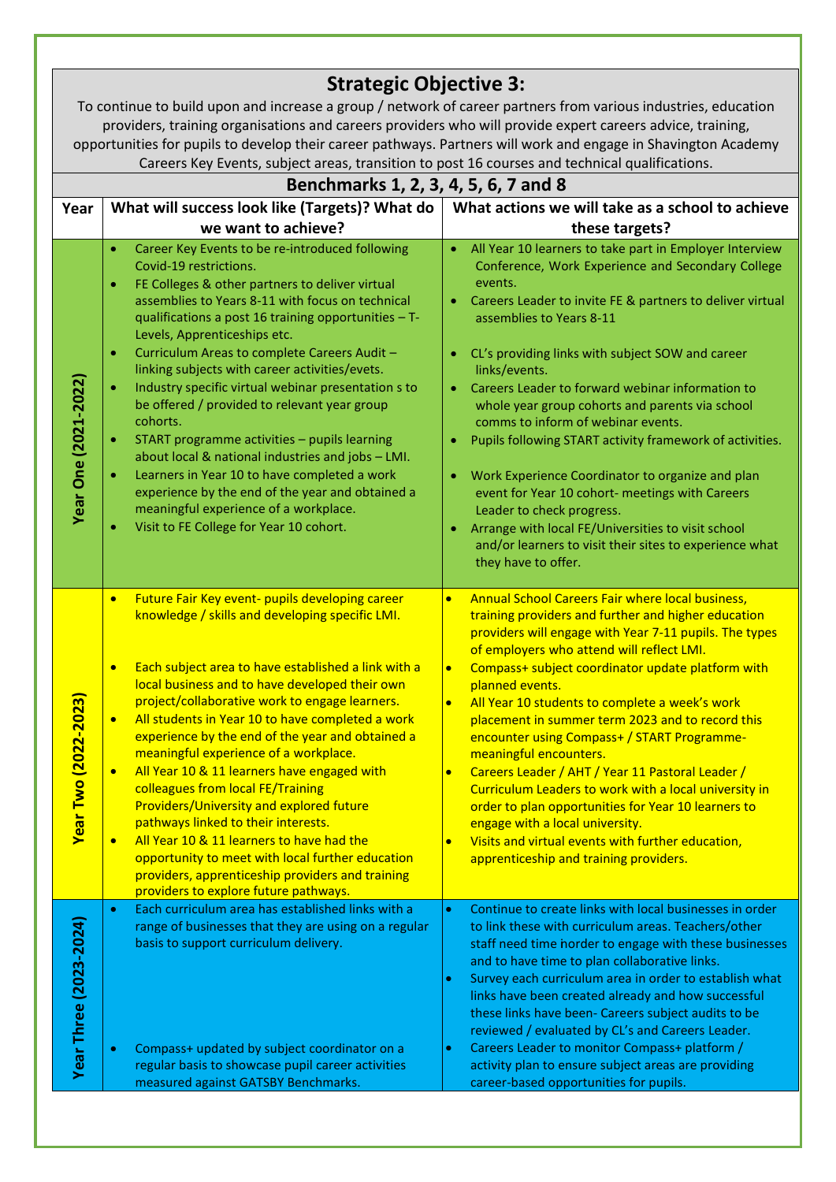## Strategic Objective 3:

To continue to build upon and increase a group / network of career partners from various industries, education providers, training organisations and careers providers who will provide expert careers advice, training, opportunities for pupils to develop their career pathways. Partners will work and engage in Shavington Academy Careers Key Events, subject areas, transition to post 16 courses and technical qualifications.

### Benchmarks 1, 2, 3, 4, 5, 6, 7 and 8

| Year | What will success look like (Targets)? What do we want to achieve? | What actions we will take as a school to achieve these targets? |
|---|---|---|
| Year One (2021-2022) | • Career Key Events to be re-introduced following Covid-19 restrictions.<br>• FE Colleges & other partners to deliver virtual assemblies to Years 8-11 with focus on technical qualifications a post 16 training opportunities – T-Levels, Apprenticeships etc.<br>• Curriculum Areas to complete Careers Audit – linking subjects with career activities/evets.<br>• Industry specific virtual webinar presentation s to be offered / provided to relevant year group cohorts.<br>• START programme activities – pupils learning about local & national industries and jobs – LMI.<br>• Learners in Year 10 to have completed a work experience by the end of the year and obtained a meaningful experience of a workplace.<br>• Visit to FE College for Year 10 cohort. | • All Year 10 learners to take part in Employer Interview Conference, Work Experience and Secondary College events.<br>• Careers Leader to invite FE & partners to deliver virtual assemblies to Years 8-11<br>• CL's providing links with subject SOW and career links/events.<br>• Careers Leader to forward webinar information to whole year group cohorts and parents via school comms to inform of webinar events.<br>• Pupils following START activity framework of activities.<br>• Work Experience Coordinator to organize and plan event for Year 10 cohort- meetings with Careers Leader to check progress.<br>• Arrange with local FE/Universities to visit school and/or learners to visit their sites to experience what they have to offer. |
| Year Two (2022-2023) | • Future Fair Key event- pupils developing career knowledge / skills and developing specific LMI.<br>• Each subject area to have established a link with a local business and to have developed their own project/collaborative work to engage learners.<br>• All students in Year 10 to have completed a work experience by the end of the year and obtained a meaningful experience of a workplace.<br>• All Year 10 & 11 learners have engaged with colleagues from local FE/Training Providers/University and explored future pathways linked to their interests.<br>• All Year 10 & 11 learners to have had the opportunity to meet with local further education providers, apprenticeship providers and training providers to explore future pathways. | • Annual School Careers Fair where local business, training providers and further and higher education providers will engage with Year 7-11 pupils. The types of employers who attend will reflect LMI.<br>• Compass+ subject coordinator update platform with planned events.<br>• All Year 10 students to complete a week's work placement in summer term 2023 and to record this encounter using Compass+ / START Programme- meaningful encounters.<br>• Careers Leader / AHT / Year 11 Pastoral Leader / Curriculum Leaders to work with a local university in order to plan opportunities for Year 10 learners to engage with a local university.<br>• Visits and virtual events with further education, apprenticeship and training providers. |
| Year Three (2023-2024) | • Each curriculum area has established links with a range of businesses that they are using on a regular basis to support curriculum delivery.<br>• Compass+ updated by subject coordinator on a regular basis to showcase pupil career activities measured against GATSBY Benchmarks. | • Continue to create links with local businesses in order to link these with curriculum areas. Teachers/other staff need time horder to engage with these businesses and to have time to plan collaborative links.<br>• Survey each curriculum area in order to establish what links have been created already and how successful these links have been- Careers subject audits to be reviewed / evaluated by CL's and Careers Leader.<br>• Careers Leader to monitor Compass+ platform / activity plan to ensure subject areas are providing career-based opportunities for pupils. |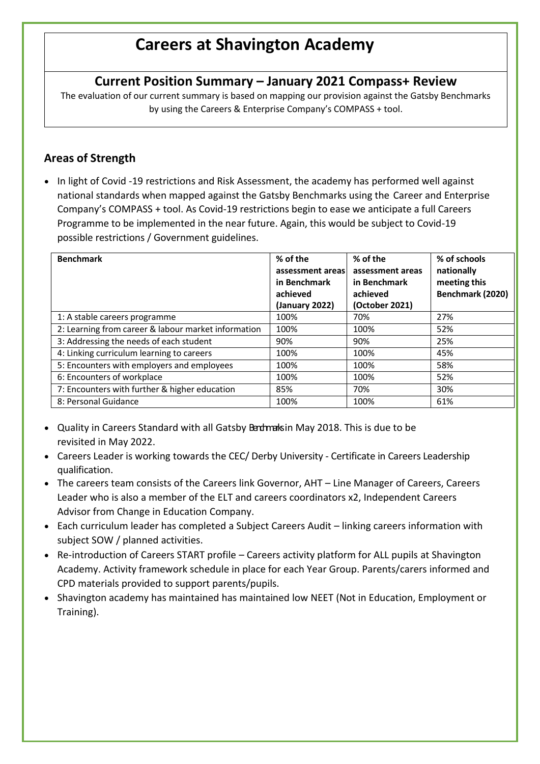# Careers at Shavington Academy

## Current Position Summary – January 2021 Compass+ Review

The evaluation of our current summary is based on mapping our provision against the Gatsby Benchmarks by using the Careers & Enterprise Company's COMPASS + tool.

### Areas of Strength

- In light of Covid -19 restrictions and Risk Assessment, the academy has performed well against national standards when mapped against the Gatsby Benchmarks using the Career and Enterprise Company's COMPASS + tool. As Covid-19 restrictions begin to ease we anticipate a full Careers Programme to be implemented in the near future. Again, this would be subject to Covid-19 possible restrictions / Government guidelines.

| Benchmark | % of the assessment areas in Benchmark achieved (January 2022) | % of the assessment areas in Benchmark achieved (October 2021) | % of schools nationally meeting this Benchmark (2020) |
|---|---|---|---|
| 1: A stable careers programme | 100% | 70% | 27% |
| 2: Learning from career & labour market information | 100% | 100% | 52% |
| 3: Addressing the needs of each student | 90% | 90% | 25% |
| 4: Linking curriculum learning to careers | 100% | 100% | 45% |
| 5: Encounters with employers and employees | 100% | 100% | 58% |
| 6: Encounters of workplace | 100% | 100% | 52% |
| 7: Encounters with further & higher education | 85% | 70% | 30% |
| 8: Personal Guidance | 100% | 100% | 61% |

- Quality in Careers Standard with all Gatsby Benchmarks in May 2018. This is due to be revisited in May 2022.
- Careers Leader is working towards the CEC/ Derby University - Certificate in Careers Leadership qualification.
- The careers team consists of the Careers link Governor, AHT – Line Manager of Careers, Careers Leader who is also a member of the ELT and careers coordinators x2, Independent Careers Advisor from Change in Education Company.
- Each curriculum leader has completed a Subject Careers Audit – linking careers information with subject SOW / planned activities.
- Re-introduction of Careers START profile – Careers activity platform for ALL pupils at Shavington Academy. Activity framework schedule in place for each Year Group. Parents/carers informed and CPD materials provided to support parents/pupils.
- Shavington academy has maintained has maintained low NEET (Not in Education, Employment or Training).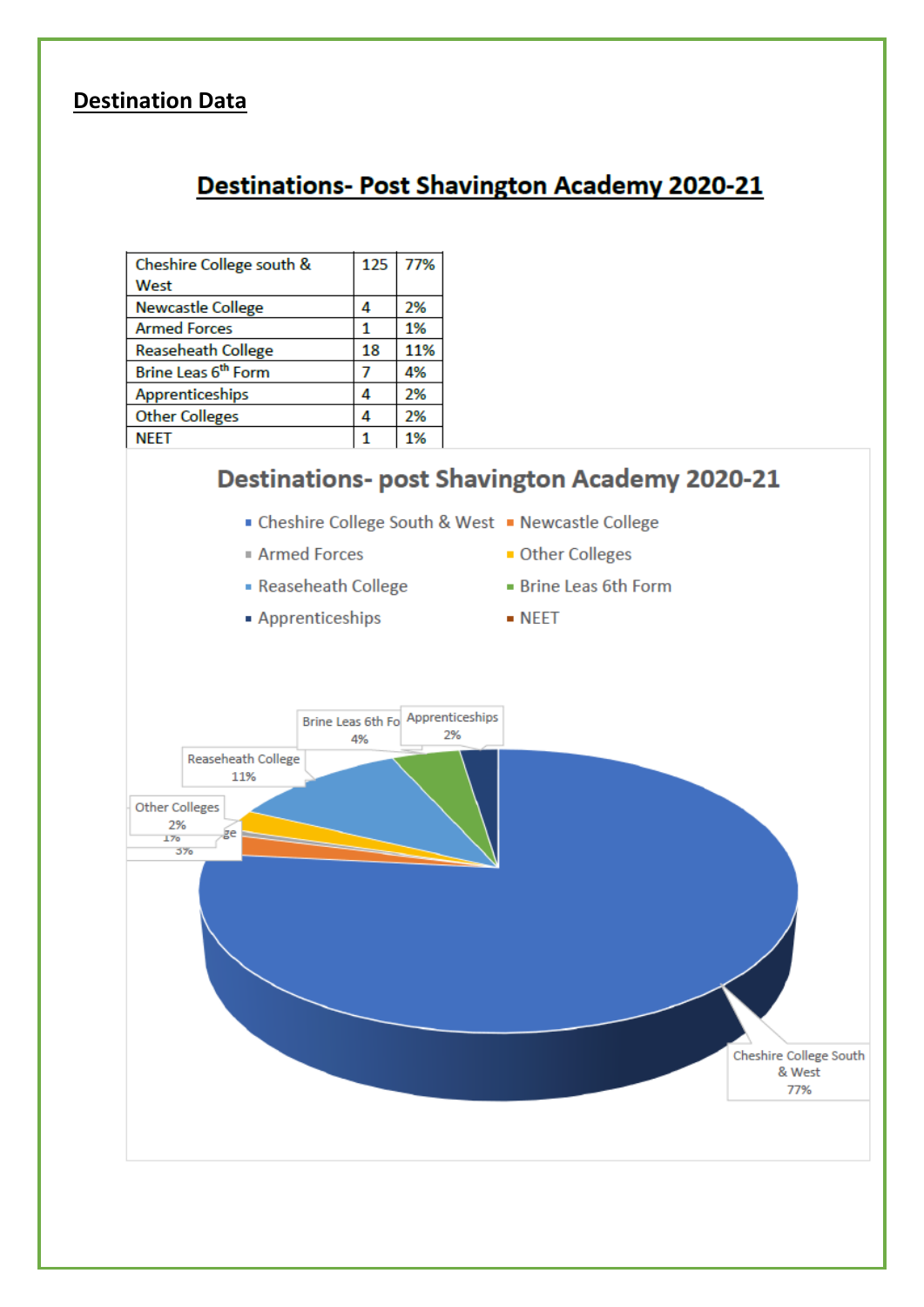## Destination Data

### Destinations- Post Shavington Academy 2020-21

| Cheshire College south & West | 125 | 77% |
|---|---|---|
| Newcastle College | 4 | 2% |
| Armed Forces | 1 | 1% |
| Reaseheath College | 18 | 11% |
| Brine Leas 6th Form | 7 | 4% |
| Apprenticeships | 4 | 2% |
| Other Colleges | 4 | 2% |
| NEET | 1 | 1% |

**Destinations- post Shavington Academy 2020-21**

- Cheshire College South & West
- Newcastle College
- Armed Forces
- Other Colleges
- Reaseheath College
- Brine Leas 6th Form
- Apprenticeships
- NEET

Brine Leas 6th Fo 4%

Apprenticeships 2%

Reaseheath College 11%

Other Colleges 2%

1%

3%

Cheshire College South & West 77%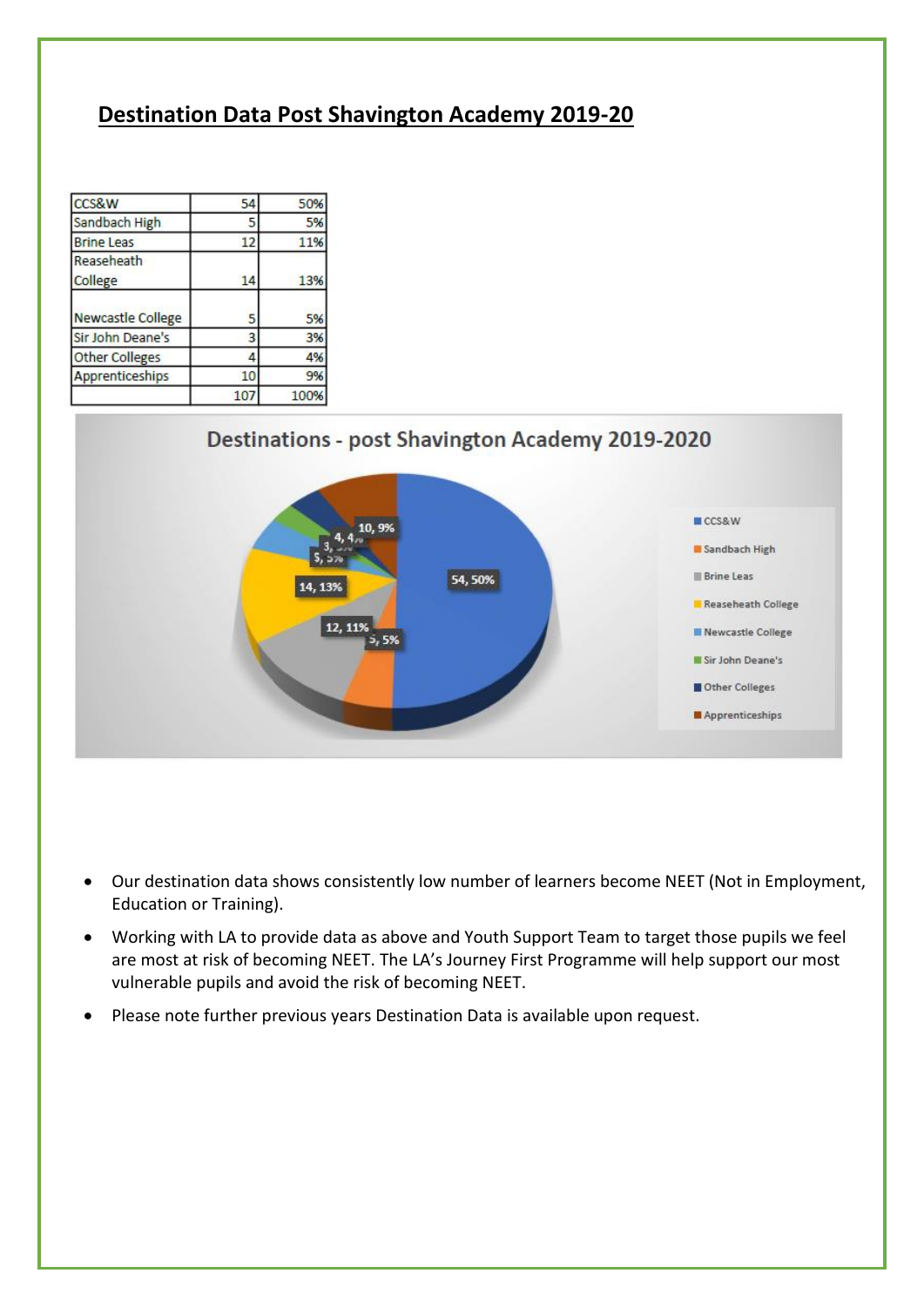## Destination Data Post Shavington Academy 2019-20

| CCS&W | 54 | 50% |
|---|---|---|
| Sandbach High | 5 | 5% |
| Brine Leas | 12 | 11% |
| Reaseheath College | 14 | 13% |
| Newcastle College | 5 | 5% |
| Sir John Deane's | 3 | 3% |
| Other Colleges | 4 | 4% |
| Apprenticeships | 10 | 9% |
| | 107 | 100% |

Destinations - post Shavington Academy 2019-2020

- Our destination data shows consistently low number of learners become NEET (Not in Employment, Education or Training).
- Working with LA to provide data as above and Youth Support Team to target those pupils we feel are most at risk of becoming NEET. The LA's Journey First Programme will help support our most vulnerable pupils and avoid the risk of becoming NEET.
- Please note further previous years Destination Data is available upon request.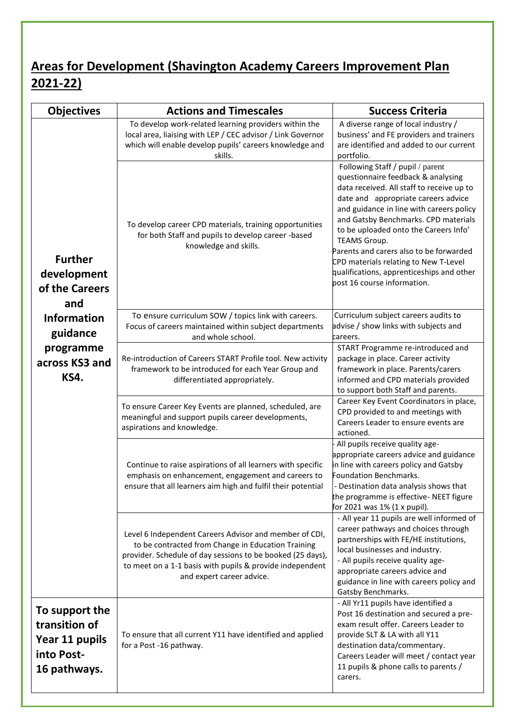## Areas for Development (Shavington Academy Careers Improvement Plan 2021-22)

| Objectives | Actions and Timescales | Success Criteria |
|---|---|---|
| **Further development of the Careers and Information guidance programme across KS3 and KS4.** | To develop work-related learning providers within the local area, liaising with LEP / CEC advisor / Link Governor which will enable develop pupils' careers knowledge and skills. | A diverse range of local industry / business' and FE providers and trainers are identified and added to our current portfolio. |
| | To develop career CPD materials, training opportunities for both Staff and pupils to develop career -based knowledge and skills. | Following Staff / pupil / parent questionnaire feedback & analysing data received. All staff to receive up to date and appropriate careers advice and guidance in line with careers policy and Gatsby Benchmarks. CPD materials to be uploaded onto the Careers Info' TEAMS Group. Parents and carers also to be forwarded CPD materials relating to New T-Level qualifications, apprenticeships and other post 16 course information. |
| | To ensure curriculum SOW / topics link with careers. Focus of careers maintained within subject departments and whole school. | Curriculum subject careers audits to advise / show links with subjects and careers. |
| | Re-introduction of Careers START Profile tool. New activity framework to be introduced for each Year Group and differentiated appropriately. | START Programme re-introduced and package in place. Career activity framework in place. Parents/carers informed and CPD materials provided to support both Staff and parents. |
| | To ensure Career Key Events are planned, scheduled, are meaningful and support pupils career developments, aspirations and knowledge. | Career Key Event Coordinators in place, CPD provided to and meetings with Careers Leader to ensure events are actioned. |
| | Continue to raise aspirations of all learners with specific emphasis on enhancement, engagement and careers to ensure that all learners aim high and fulfil their potential | - All pupils receive quality age-appropriate careers advice and guidance in line with careers policy and Gatsby Foundation Benchmarks.<br>- Destination data analysis shows that the programme is effective- NEET figure for 2021 was 1% (1 x pupil). |
| | Level 6 Independent Careers Advisor and member of CDI, to be contracted from Change in Education Training provider. Schedule of day sessions to be booked (25 days), to meet on a 1-1 basis with pupils & provide independent and expert career advice. | - All year 11 pupils are well informed of career pathways and choices through partnerships with FE/HE institutions, local businesses and industry.<br>- All pupils receive quality age-appropriate careers advice and guidance in line with careers policy and Gatsby Benchmarks. |
| **To support the transition of Year 11 pupils into Post-16 pathways.** | To ensure that all current Y11 have identified and applied for a Post -16 pathway. | - All Yr11 pupils have identified a Post 16 destination and secured a pre-exam result offer. Careers Leader to provide SLT & LA with all Y11 destination data/commentary. Careers Leader will meet / contact year 11 pupils & phone calls to parents / carers. |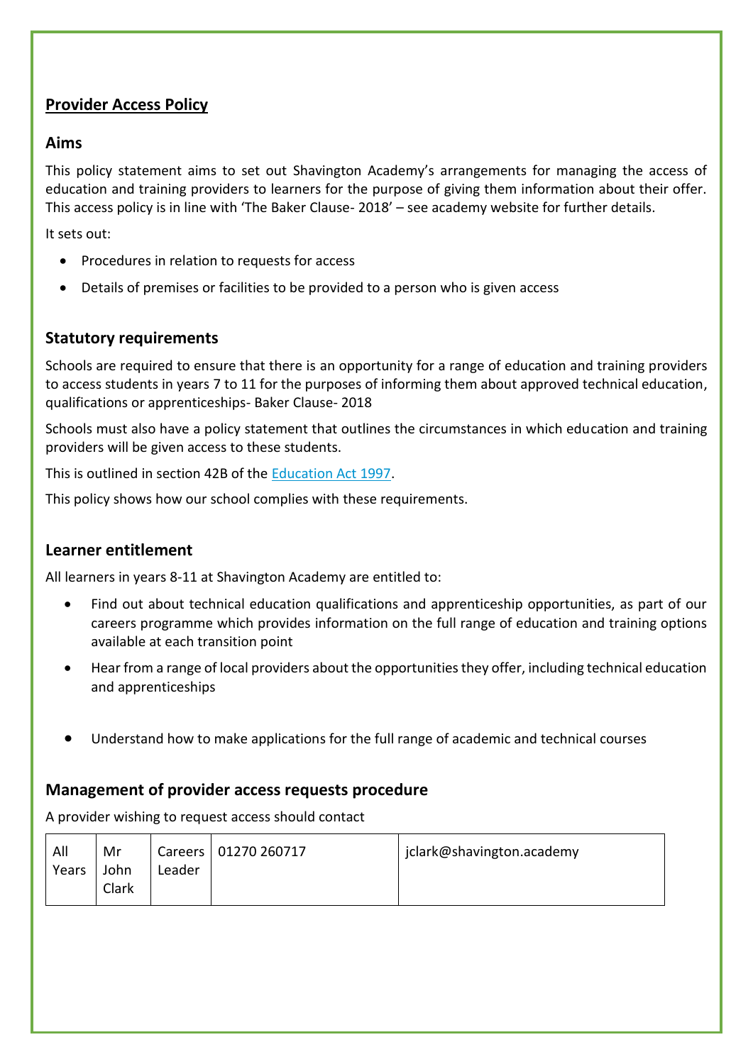## Provider Access Policy

### Aims

This policy statement aims to set out Shavington Academy's arrangements for managing the access of education and training providers to learners for the purpose of giving them information about their offer. This access policy is in line with 'The Baker Clause- 2018' – see academy website for further details.

It sets out:

- Procedures in relation to requests for access
- Details of premises or facilities to be provided to a person who is given access

### Statutory requirements

Schools are required to ensure that there is an opportunity for a range of education and training providers to access students in years 7 to 11 for the purposes of informing them about approved technical education, qualifications or apprenticeships- Baker Clause- 2018

Schools must also have a policy statement that outlines the circumstances in which education and training providers will be given access to these students.

This is outlined in section 42B of the [Education Act 1997](Education Act 1997).

This policy shows how our school complies with these requirements.

### Learner entitlement

All learners in years 8-11 at Shavington Academy are entitled to:

- Find out about technical education qualifications and apprenticeship opportunities, as part of our careers programme which provides information on the full range of education and training options available at each transition point
- Hear from a range of local providers about the opportunities they offer, including technical education and apprenticeships
- Understand how to make applications for the full range of academic and technical courses

### Management of provider access requests procedure

A provider wishing to request access should contact

| | | | | |
|---|---|---|---|---|
| All Years | Mr John Clark | Careers Leader | 01270 260717 | jclark@shavington.academy |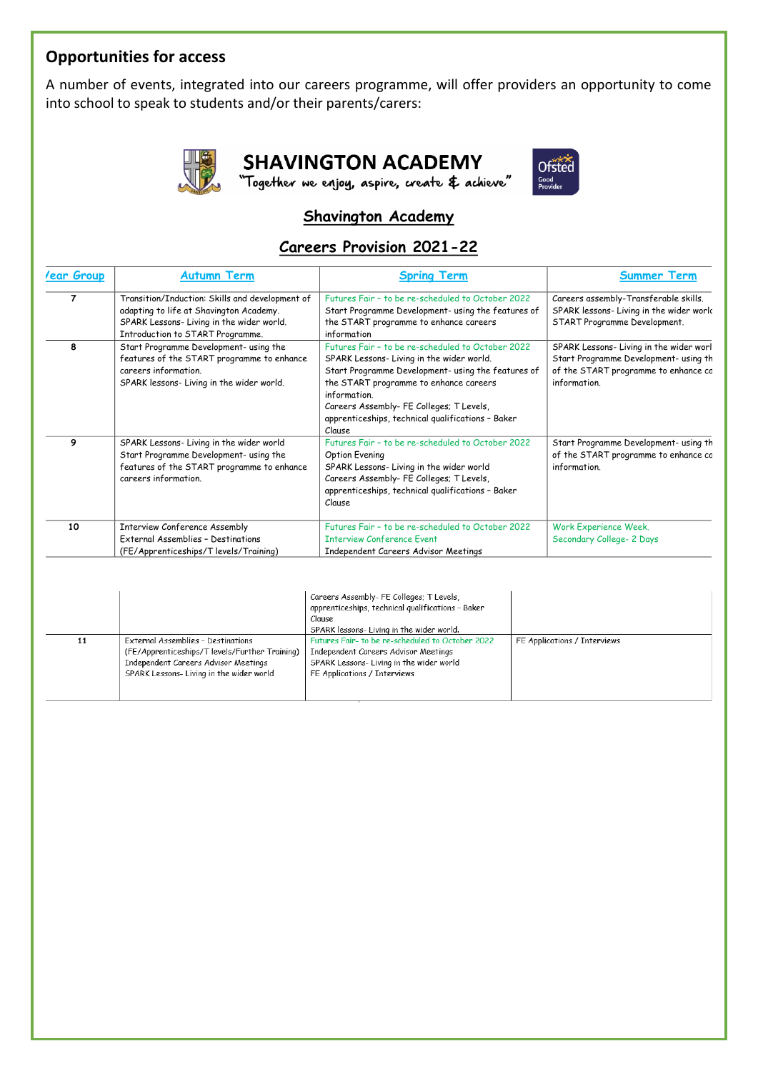## Opportunities for access

A number of events, integrated into our careers programme, will offer providers an opportunity to come into school to speak to students and/or their parents/carers:

**SHAVINGTON ACADEMY**
"Together we enjoy, aspire, create & achieve"

**Shavington Academy**

**Careers Provision 2021-22**

| Year Group | Autumn Term | Spring Term | Summer Term |
|---|---|---|---|
| 7 | Transition/Induction: Skills and development of adapting to life at Shavington Academy.<br>SPARK Lessons- Living in the wider world.<br>Introduction to START Programme. | Futures Fair – to be re-scheduled to October 2022<br>Start Programme Development- using the features of the START programme to enhance careers information | Careers assembly-Transferable skills.<br>SPARK lessons- Living in the wider world<br>START Programme Development. |
| 8 | Start Programme Development- using the features of the START programme to enhance careers information.<br>SPARK lessons- Living in the wider world. | Futures Fair – to be re-scheduled to October 2022<br>SPARK Lessons- Living in the wider world.<br>Start Programme Development- using the features of the START programme to enhance careers information.<br>Careers Assembly- FE Colleges; T Levels, apprenticeships, technical qualifications – Baker Clause | SPARK Lessons- Living in the wider world<br>Start Programme Development- using the features of the START programme to enhance careers information. |
| 9 | SPARK Lessons- Living in the wider world<br>Start Programme Development- using the features of the START programme to enhance careers information. | Futures Fair – to be re-scheduled to October 2022<br>Option Evening<br>SPARK Lessons- Living in the wider world<br>Careers Assembly- FE Colleges; T Levels, apprenticeships, technical qualifications – Baker Clause | Start Programme Development- using the features of the START programme to enhance careers information. |
| 10 | Interview Conference Assembly<br>External Assemblies – Destinations (FE/Apprenticeships/T levels/Training) | Futures Fair – to be re-scheduled to October 2022<br>Interview Conference Event<br>Independent Careers Advisor Meetings<br>Careers Assembly- FE Colleges; T Levels, apprenticeships, technical qualifications – Baker Clause<br>SPARK lessons- Living in the wider world. | Work Experience Week.<br>Secondary College- 2 Days |
| 11 | External Assemblies – Destinations (FE/Apprenticeships/T levels/Further Training)<br>Independent Careers Advisor Meetings<br>SPARK Lessons- Living in the wider world | Futures Fair- to be re-scheduled to October 2022<br>Independent Careers Advisor Meetings<br>SPARK Lessons- Living in the wider world<br>FE Applications / Interviews | FE Applications / Interviews |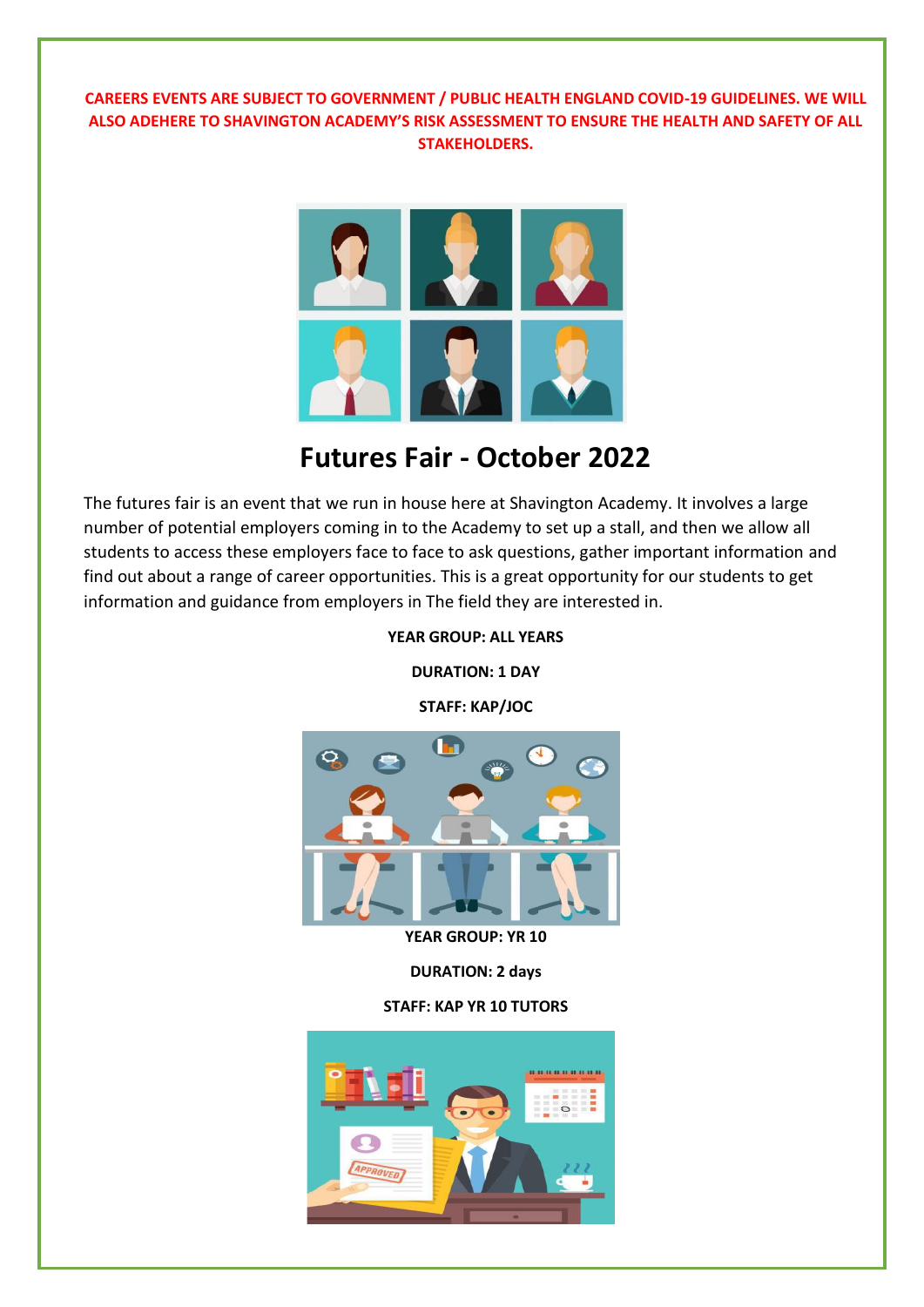**CAREERS EVENTS ARE SUBJECT TO GOVERNMENT / PUBLIC HEALTH ENGLAND COVID-19 GUIDELINES. WE WILL ALSO ADEHERE TO SHAVINGTON ACADEMY'S RISK ASSESSMENT TO ENSURE THE HEALTH AND SAFETY OF ALL STAKEHOLDERS.**

# Futures Fair - October 2022

The futures fair is an event that we run in house here at Shavington Academy. It involves a large number of potential employers coming in to the Academy to set up a stall, and then we allow all students to access these employers face to face to ask questions, gather important information and find out about a range of career opportunities. This is a great opportunity for our students to get information and guidance from employers in The field they are interested in.

**YEAR GROUP: ALL YEARS**

**DURATION: 1 DAY**

**STAFF: KAP/JOC**

**YEAR GROUP: YR 10**

**DURATION: 2 days**

**STAFF: KAP YR 10 TUTORS**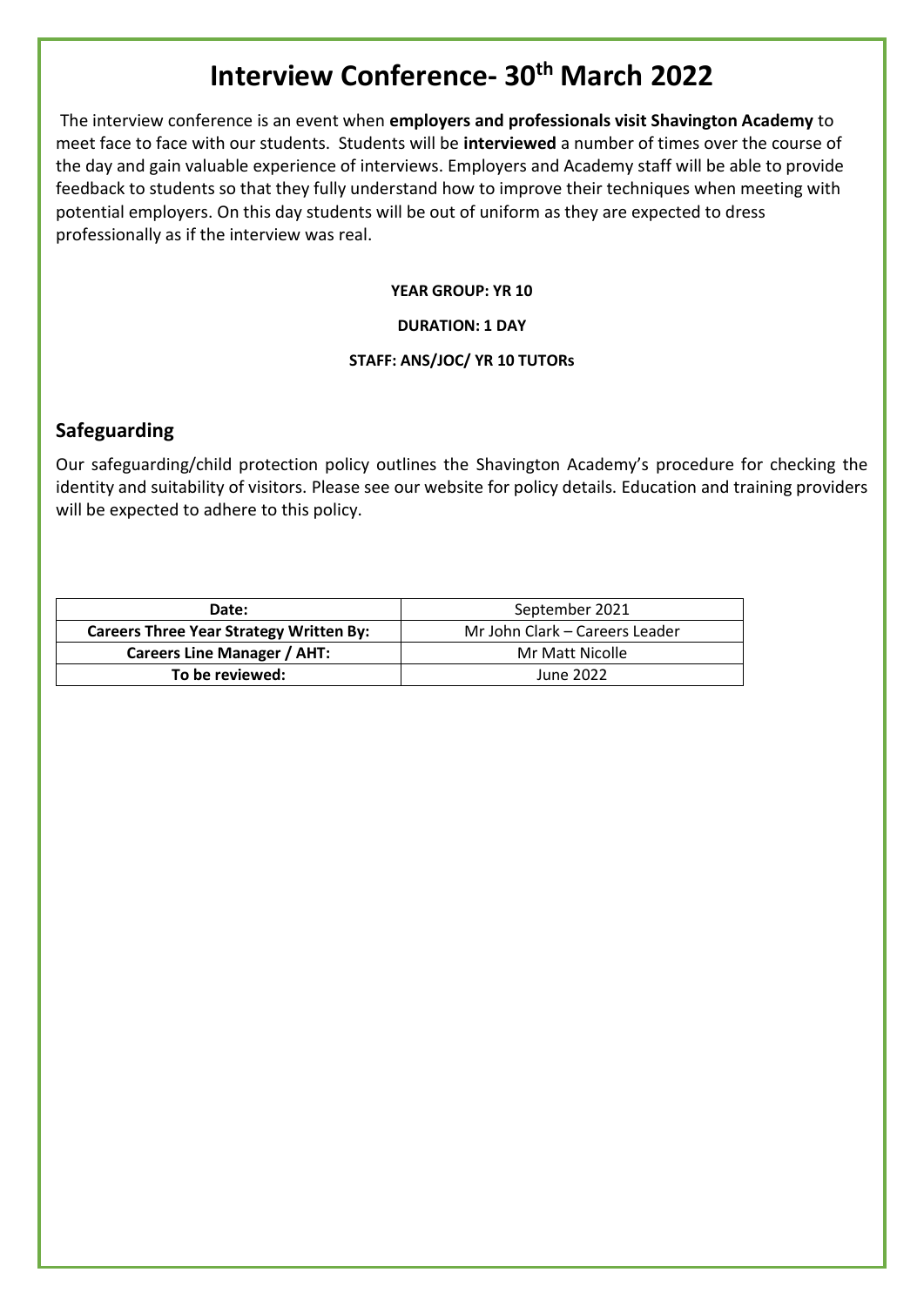# Interview Conference- 30th March 2022

The interview conference is an event when **employers and professionals visit Shavington Academy** to meet face to face with our students. Students will be **interviewed** a number of times over the course of the day and gain valuable experience of interviews. Employers and Academy staff will be able to provide feedback to students so that they fully understand how to improve their techniques when meeting with potential employers. On this day students will be out of uniform as they are expected to dress professionally as if the interview was real.

**YEAR GROUP: YR 10**

**DURATION: 1 DAY**

**STAFF: ANS/JOC/ YR 10 TUTORs**

## Safeguarding

Our safeguarding/child protection policy outlines the Shavington Academy's procedure for checking the identity and suitability of visitors. Please see our website for policy details. Education and training providers will be expected to adhere to this policy.

| | |
|---|---|
| **Date:** | September 2021 |
| **Careers Three Year Strategy Written By:** | Mr John Clark – Careers Leader |
| **Careers Line Manager / AHT:** | Mr Matt Nicolle |
| **To be reviewed:** | June 2022 |